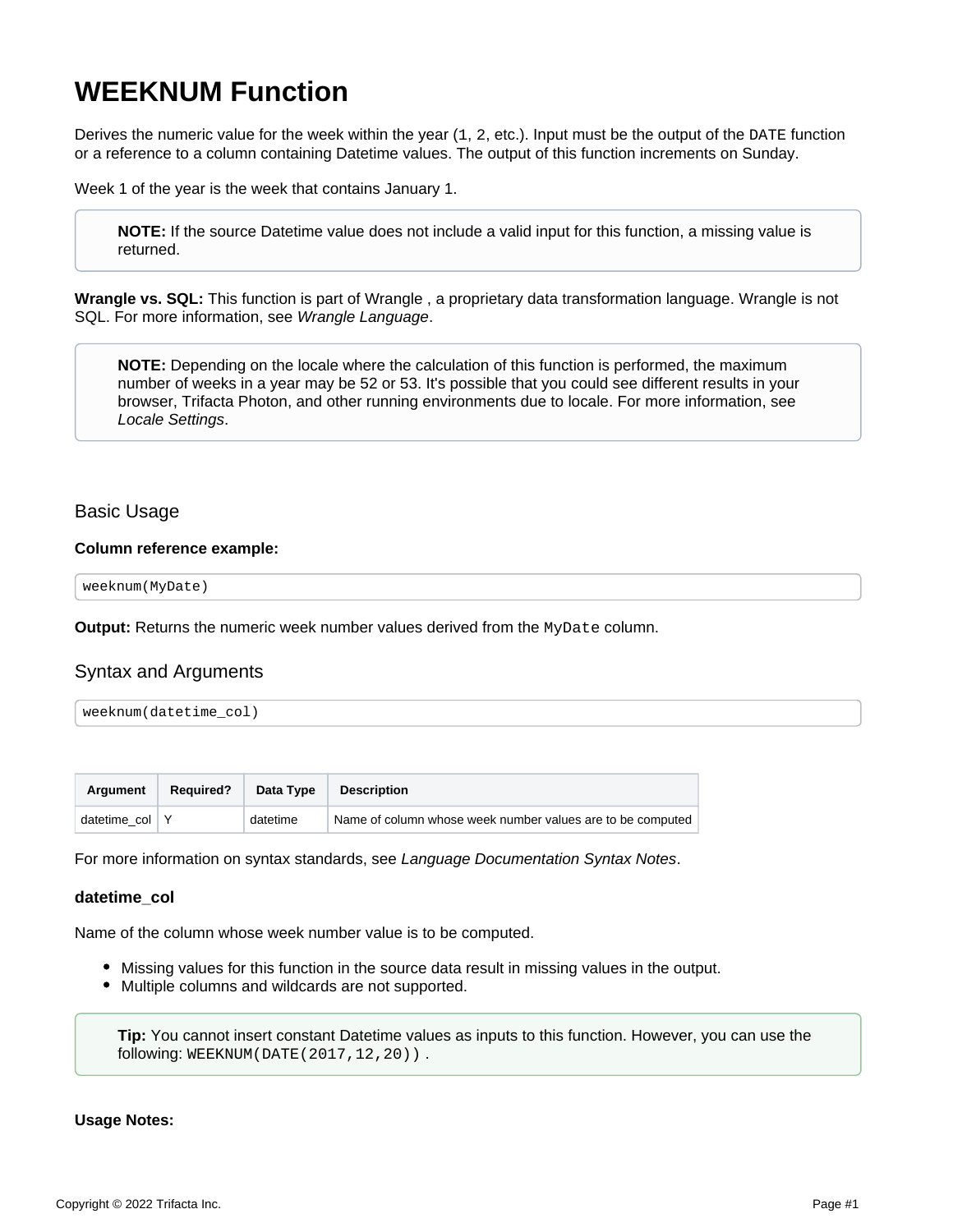# WEEKNUM Function

Derives the numeric value for the week within the year (`1`, `2`, etc.). Input must be the output of the `DATE` function or a reference to a column containing Datetime values. The output of this function increments on Sunday.

Week 1 of the year is the week that contains January 1.

> **NOTE:** If the source Datetime value does not include a valid input for this function, a missing value is returned.

**Wrangle vs. SQL:** This function is part of Wrangle , a proprietary data transformation language. Wrangle is not SQL. For more information, see *Wrangle Language*.

> **NOTE:** Depending on the locale where the calculation of this function is performed, the maximum number of weeks in a year may be 52 or 53. It's possible that you could see different results in your browser, Trifacta Photon, and other running environments due to locale. For more information, see *Locale Settings*.

## Basic Usage

**Column reference example:**

```
weeknum(MyDate)
```

**Output:** Returns the numeric week number values derived from the `MyDate` column.

## Syntax and Arguments

```
weeknum(datetime_col)
```

| Argument | Required? | Data Type | Description |
| --- | --- | --- | --- |
| datetime_col | Y | datetime | Name of column whose week number values are to be computed |

For more information on syntax standards, see *Language Documentation Syntax Notes*.

### datetime_col

Name of the column whose week number value is to be computed.

- Missing values for this function in the source data result in missing values in the output.
- Multiple columns and wildcards are not supported.

> **Tip:** You cannot insert constant Datetime values as inputs to this function. However, you can use the following: `WEEKNUM(DATE(2017,12,20))` .

**Usage Notes:**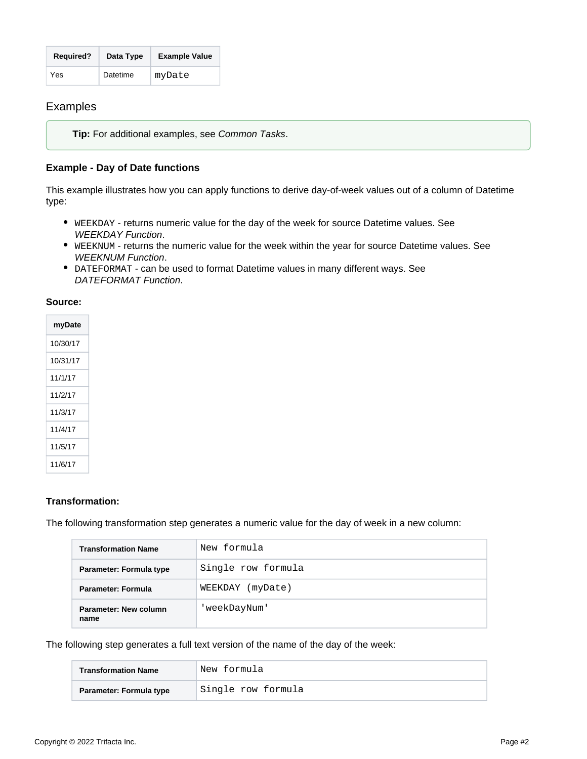| Required? | Data Type | Example Value |
| --- | --- | --- |
| Yes | Datetime | `myDate` |

## Examples

**Tip:** For additional examples, see *Common Tasks*.

### Example - Day of Date functions

This example illustrates how you can apply functions to derive day-of-week values out of a column of Datetime type:

- `WEEKDAY` - returns numeric value for the day of the week for source Datetime values. See *WEEKDAY Function*.
- `WEEKNUM` - returns the numeric value for the week within the year for source Datetime values. See *WEEKNUM Function*.
- `DATEFORMAT` - can be used to format Datetime values in many different ways. See *DATEFORMAT Function*.

**Source:**

| myDate |
| --- |
| 10/30/17 |
| 10/31/17 |
| 11/1/17 |
| 11/2/17 |
| 11/3/17 |
| 11/4/17 |
| 11/5/17 |
| 11/6/17 |

**Transformation:**

The following transformation step generates a numeric value for the day of week in a new column:

| Transformation Name | `New formula` |
| --- | --- |
| **Parameter: Formula type** | `Single row formula` |
| **Parameter: Formula** | `WEEKDAY (myDate)` |
| **Parameter: New column name** | `'weekDayNum'` |

The following step generates a full text version of the name of the day of the week:

| Transformation Name | `New formula` |
| --- | --- |
| **Parameter: Formula type** | `Single row formula` |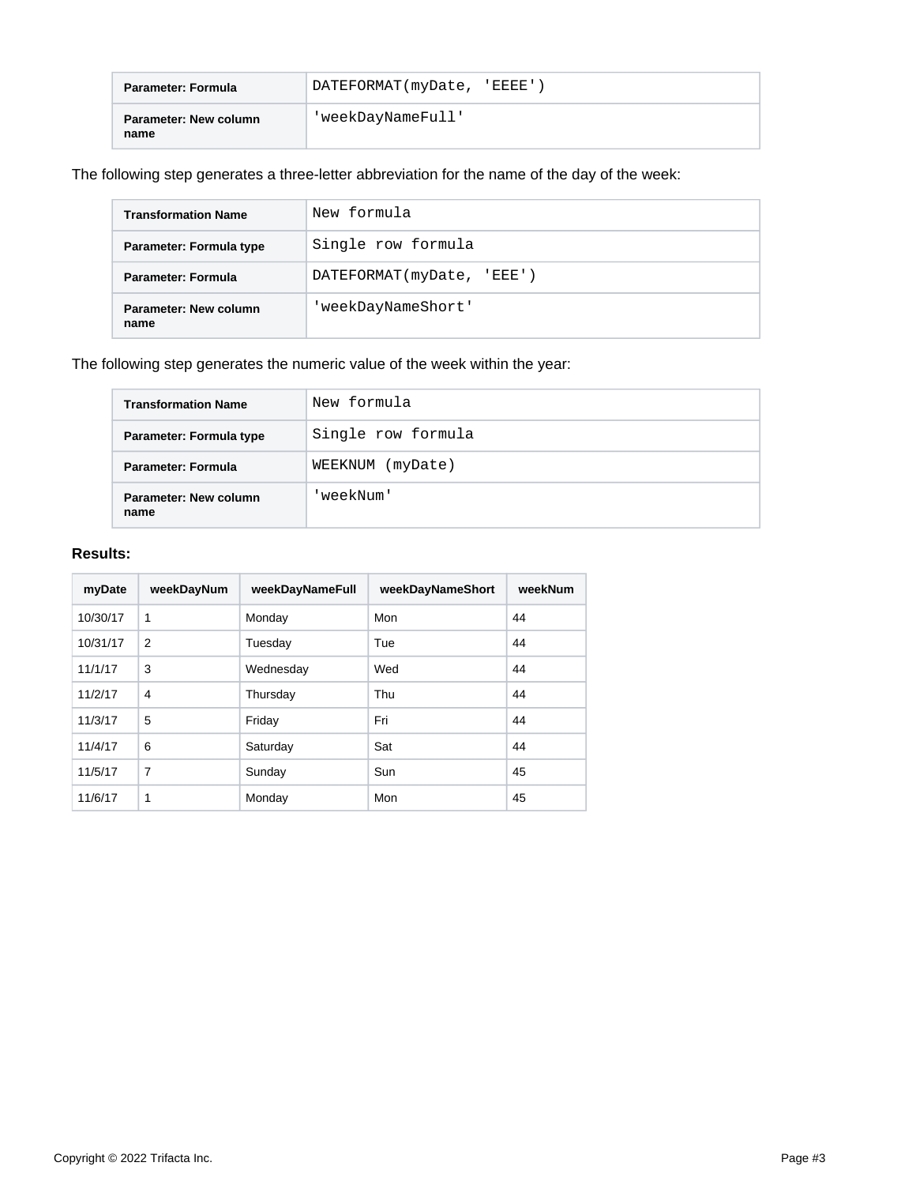| | |
|---|---|
| **Parameter: Formula** | `DATEFORMAT(myDate, 'EEEE')` |
| **Parameter: New column name** | `'weekDayNameFull'` |

The following step generates a three-letter abbreviation for the name of the day of the week:

| | |
|---|---|
| **Transformation Name** | `New formula` |
| **Parameter: Formula type** | `Single row formula` |
| **Parameter: Formula** | `DATEFORMAT(myDate, 'EEE')` |
| **Parameter: New column name** | `'weekDayNameShort'` |

The following step generates the numeric value of the week within the year:

| | |
|---|---|
| **Transformation Name** | `New formula` |
| **Parameter: Formula type** | `Single row formula` |
| **Parameter: Formula** | `WEEKNUM (myDate)` |
| **Parameter: New column name** | `'weekNum'` |

**Results:**

| myDate | weekDayNum | weekDayNameFull | weekDayNameShort | weekNum |
|---|---|---|---|---|
| 10/30/17 | 1 | Monday | Mon | 44 |
| 10/31/17 | 2 | Tuesday | Tue | 44 |
| 11/1/17 | 3 | Wednesday | Wed | 44 |
| 11/2/17 | 4 | Thursday | Thu | 44 |
| 11/3/17 | 5 | Friday | Fri | 44 |
| 11/4/17 | 6 | Saturday | Sat | 44 |
| 11/5/17 | 7 | Sunday | Sun | 45 |
| 11/6/17 | 1 | Monday | Mon | 45 |